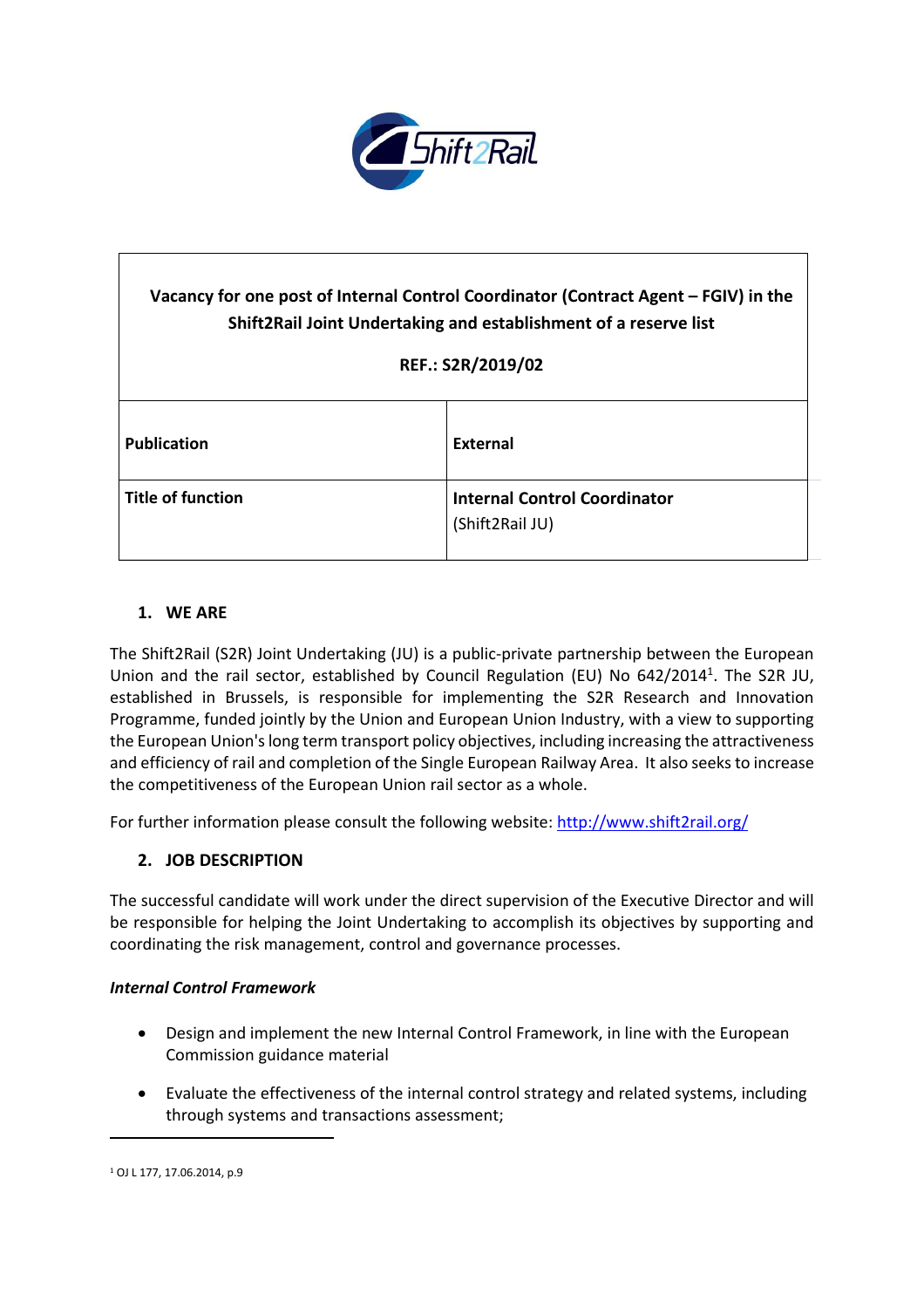| Vacancy for one post of Internal Control Coordinator (Contract Agent – FGIV) in the Shift2Rail Joint Undertaking and establishment of a reserve list<br><br>REF.: S2R/2019/02 | |
|---|---|
| **Publication** | **External** |
| **Title of function** | **Internal Control Coordinator**<br>(Shift2Rail JU) |

## 1. WE ARE

The Shift2Rail (S2R) Joint Undertaking (JU) is a public-private partnership between the European Union and the rail sector, established by Council Regulation (EU) No 642/2014[1]. The S2R JU, established in Brussels, is responsible for implementing the S2R Research and Innovation Programme, funded jointly by the Union and European Union Industry, with a view to supporting the European Union's long term transport policy objectives, including increasing the attractiveness and efficiency of rail and completion of the Single European Railway Area. It also seeks to increase the competitiveness of the European Union rail sector as a whole.

For further information please consult the following website: [http://www.shift2rail.org/](http://www.shift2rail.org/)

## 2. JOB DESCRIPTION

The successful candidate will work under the direct supervision of the Executive Director and will be responsible for helping the Joint Undertaking to accomplish its objectives by supporting and coordinating the risk management, control and governance processes.

***Internal Control Framework***

- Design and implement the new Internal Control Framework, in line with the European Commission guidance material
- Evaluate the effectiveness of the internal control strategy and related systems, including through systems and transactions assessment;

[1] OJ L 177, 17.06.2014, p.9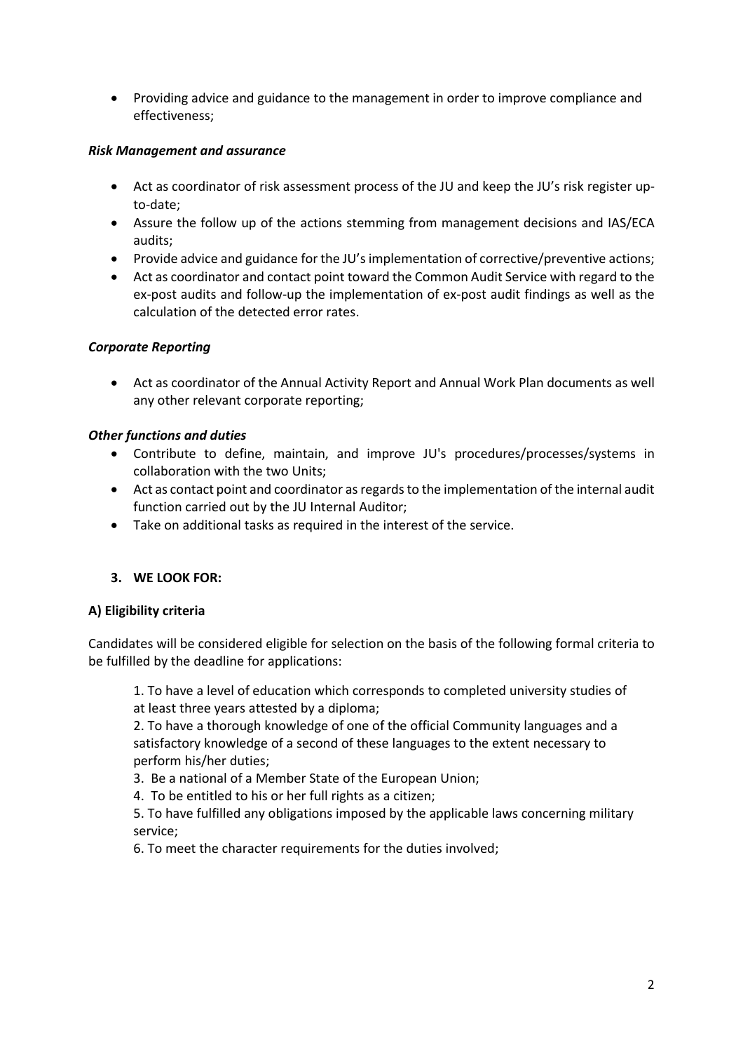- Providing advice and guidance to the management in order to improve compliance and effectiveness;

***Risk Management and assurance***

- Act as coordinator of risk assessment process of the JU and keep the JU's risk register up-to-date;
- Assure the follow up of the actions stemming from management decisions and IAS/ECA audits;
- Provide advice and guidance for the JU's implementation of corrective/preventive actions;
- Act as coordinator and contact point toward the Common Audit Service with regard to the ex-post audits and follow-up the implementation of ex-post audit findings as well as the calculation of the detected error rates.

***Corporate Reporting***

- Act as coordinator of the Annual Activity Report and Annual Work Plan documents as well any other relevant corporate reporting;

***Other functions and duties***

- Contribute to define, maintain, and improve JU's procedures/processes/systems in collaboration with the two Units;
- Act as contact point and coordinator as regards to the implementation of the internal audit function carried out by the JU Internal Auditor;
- Take on additional tasks as required in the interest of the service.

## 3. WE LOOK FOR:

### A) Eligibility criteria

Candidates will be considered eligible for selection on the basis of the following formal criteria to be fulfilled by the deadline for applications:

1. To have a level of education which corresponds to completed university studies of at least three years attested by a diploma;
2. To have a thorough knowledge of one of the official Community languages and a satisfactory knowledge of a second of these languages to the extent necessary to perform his/her duties;
3. Be a national of a Member State of the European Union;
4. To be entitled to his or her full rights as a citizen;
5. To have fulfilled any obligations imposed by the applicable laws concerning military service;
6. To meet the character requirements for the duties involved;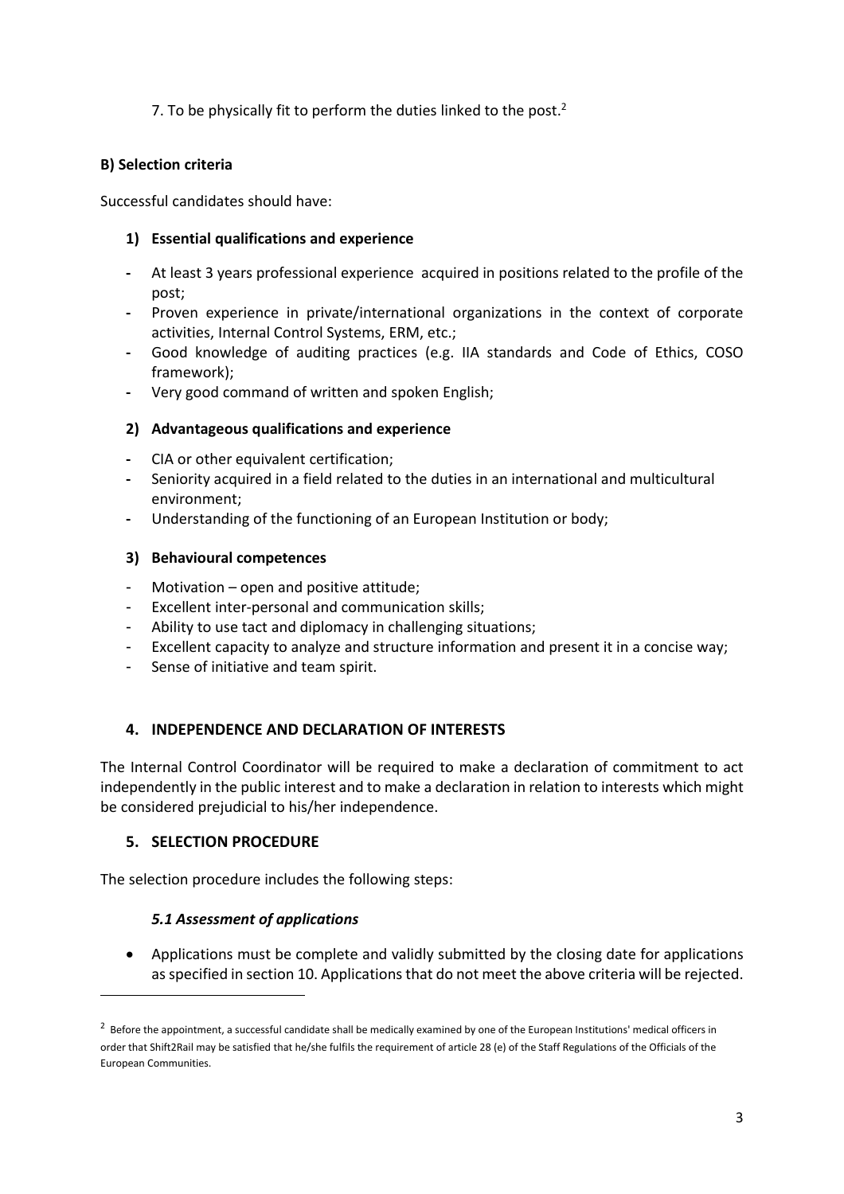7. To be physically fit to perform the duties linked to the post.[2]

**B) Selection criteria**

Successful candidates should have:

**1) Essential qualifications and experience**

- At least 3 years professional experience acquired in positions related to the profile of the post;
- Proven experience in private/international organizations in the context of corporate activities, Internal Control Systems, ERM, etc.;
- Good knowledge of auditing practices (e.g. IIA standards and Code of Ethics, COSO framework);
- Very good command of written and spoken English;

**2) Advantageous qualifications and experience**

- CIA or other equivalent certification;
- Seniority acquired in a field related to the duties in an international and multicultural environment;
- Understanding of the functioning of an European Institution or body;

**3) Behavioural competences**

- Motivation – open and positive attitude;
- Excellent inter-personal and communication skills;
- Ability to use tact and diplomacy in challenging situations;
- Excellent capacity to analyze and structure information and present it in a concise way;
- Sense of initiative and team spirit.

## 4. INDEPENDENCE AND DECLARATION OF INTERESTS

The Internal Control Coordinator will be required to make a declaration of commitment to act independently in the public interest and to make a declaration in relation to interests which might be considered prejudicial to his/her independence.

## 5. SELECTION PROCEDURE

The selection procedure includes the following steps:

### *5.1 Assessment of applications*

- Applications must be complete and validly submitted by the closing date for applications as specified in section 10. Applications that do not meet the above criteria will be rejected.

[2] Before the appointment, a successful candidate shall be medically examined by one of the European Institutions' medical officers in order that Shift2Rail may be satisfied that he/she fulfils the requirement of article 28 (e) of the Staff Regulations of the Officials of the European Communities.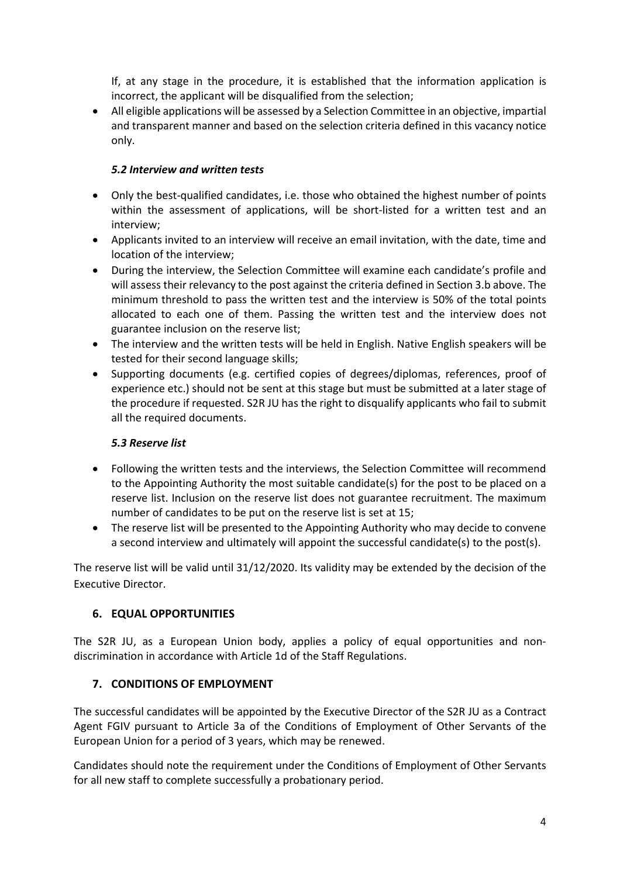If, at any stage in the procedure, it is established that the information application is incorrect, the applicant will be disqualified from the selection;

- All eligible applications will be assessed by a Selection Committee in an objective, impartial and transparent manner and based on the selection criteria defined in this vacancy notice only.

### *5.2 Interview and written tests*

- Only the best-qualified candidates, i.e. those who obtained the highest number of points within the assessment of applications, will be short-listed for a written test and an interview;
- Applicants invited to an interview will receive an email invitation, with the date, time and location of the interview;
- During the interview, the Selection Committee will examine each candidate's profile and will assess their relevancy to the post against the criteria defined in Section 3.b above. The minimum threshold to pass the written test and the interview is 50% of the total points allocated to each one of them. Passing the written test and the interview does not guarantee inclusion on the reserve list;
- The interview and the written tests will be held in English. Native English speakers will be tested for their second language skills;
- Supporting documents (e.g. certified copies of degrees/diplomas, references, proof of experience etc.) should not be sent at this stage but must be submitted at a later stage of the procedure if requested. S2R JU has the right to disqualify applicants who fail to submit all the required documents.

### *5.3 Reserve list*

- Following the written tests and the interviews, the Selection Committee will recommend to the Appointing Authority the most suitable candidate(s) for the post to be placed on a reserve list. Inclusion on the reserve list does not guarantee recruitment. The maximum number of candidates to be put on the reserve list is set at 15;
- The reserve list will be presented to the Appointing Authority who may decide to convene a second interview and ultimately will appoint the successful candidate(s) to the post(s).

The reserve list will be valid until 31/12/2020. Its validity may be extended by the decision of the Executive Director.

## 6. EQUAL OPPORTUNITIES

The S2R JU, as a European Union body, applies a policy of equal opportunities and non-discrimination in accordance with Article 1d of the Staff Regulations.

## 7. CONDITIONS OF EMPLOYMENT

The successful candidates will be appointed by the Executive Director of the S2R JU as a Contract Agent FGIV pursuant to Article 3a of the Conditions of Employment of Other Servants of the European Union for a period of 3 years, which may be renewed.

Candidates should note the requirement under the Conditions of Employment of Other Servants for all new staff to complete successfully a probationary period.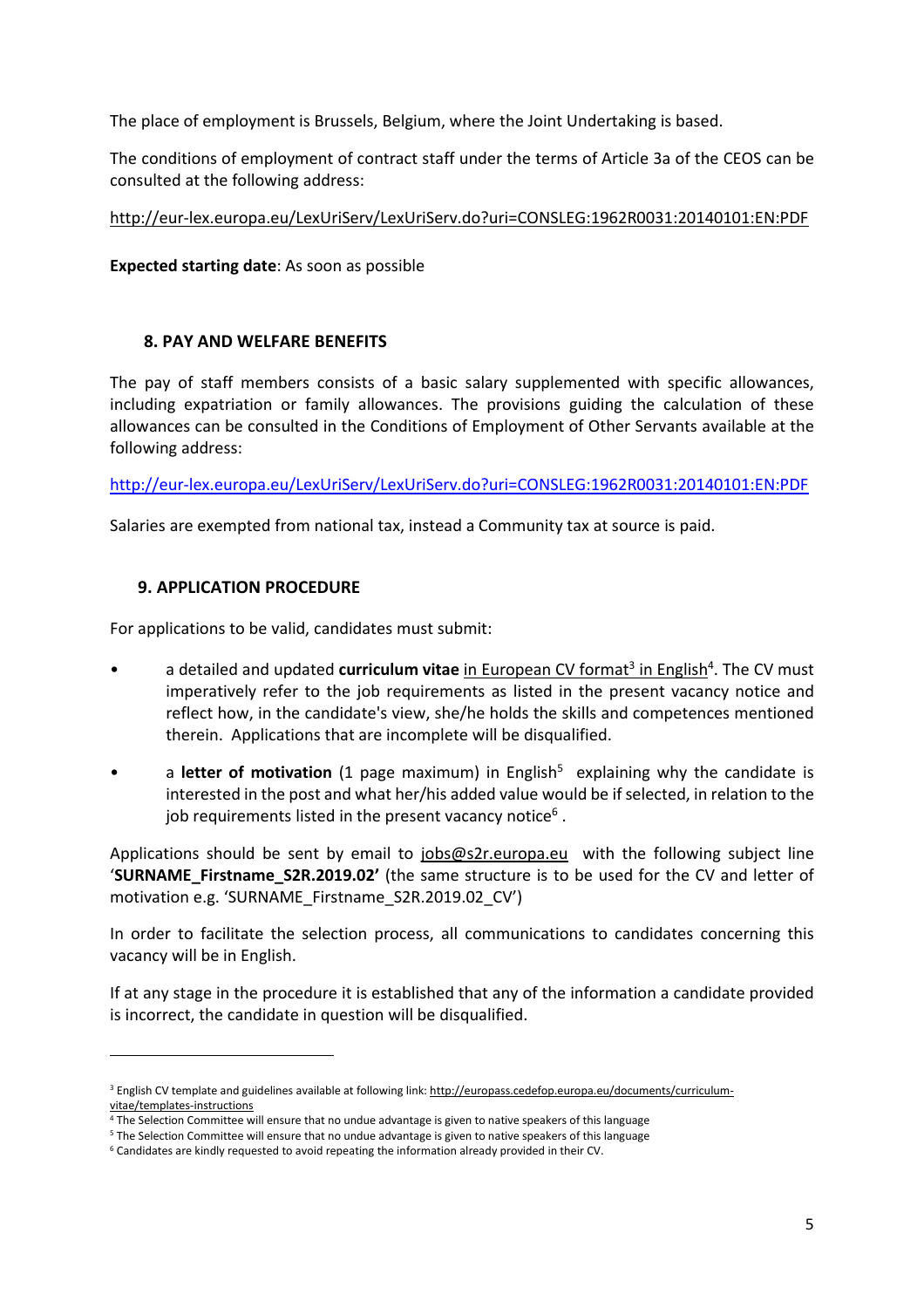The place of employment is Brussels, Belgium, where the Joint Undertaking is based.

The conditions of employment of contract staff under the terms of Article 3a of the CEOS can be consulted at the following address:

http://eur-lex.europa.eu/LexUriServ/LexUriServ.do?uri=CONSLEG:1962R0031:20140101:EN:PDF

**Expected starting date**: As soon as possible

## 8. PAY AND WELFARE BENEFITS

The pay of staff members consists of a basic salary supplemented with specific allowances, including expatriation or family allowances. The provisions guiding the calculation of these allowances can be consulted in the Conditions of Employment of Other Servants available at the following address:

http://eur-lex.europa.eu/LexUriServ/LexUriServ.do?uri=CONSLEG:1962R0031:20140101:EN:PDF

Salaries are exempted from national tax, instead a Community tax at source is paid.

## 9. APPLICATION PROCEDURE

For applications to be valid, candidates must submit:

- a detailed and updated **curriculum vitae** in European CV format[3] in English[4]. The CV must imperatively refer to the job requirements as listed in the present vacancy notice and reflect how, in the candidate's view, she/he holds the skills and competences mentioned therein. Applications that are incomplete will be disqualified.
- a **letter of motivation** (1 page maximum) in English[5] explaining why the candidate is interested in the post and what her/his added value would be if selected, in relation to the job requirements listed in the present vacancy notice[6].

Applications should be sent by email to jobs@s2r.europa.eu with the following subject line '**SURNAME_Firstname_S2R.2019.02'** (the same structure is to be used for the CV and letter of motivation e.g. 'SURNAME_Firstname_S2R.2019.02_CV')

In order to facilitate the selection process, all communications to candidates concerning this vacancy will be in English.

If at any stage in the procedure it is established that any of the information a candidate provided is incorrect, the candidate in question will be disqualified.

---

[3] English CV template and guidelines available at following link: http://europass.cedefop.europa.eu/documents/curriculum-vitae/templates-instructions

[4] The Selection Committee will ensure that no undue advantage is given to native speakers of this language

[5] The Selection Committee will ensure that no undue advantage is given to native speakers of this language

[6] Candidates are kindly requested to avoid repeating the information already provided in their CV.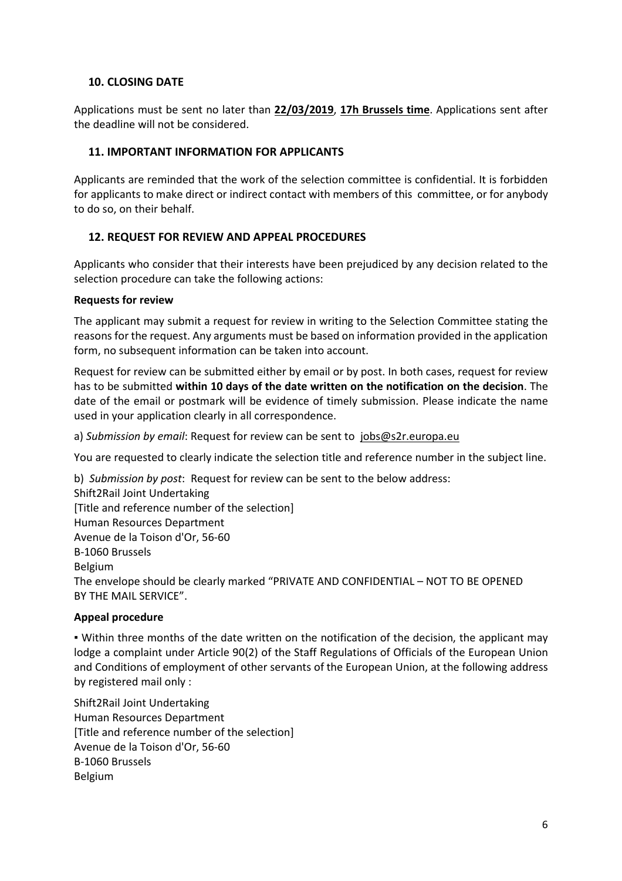## 10. CLOSING DATE

Applications must be sent no later than **22/03/2019**, **17h Brussels time**. Applications sent after the deadline will not be considered.

## 11. IMPORTANT INFORMATION FOR APPLICANTS

Applicants are reminded that the work of the selection committee is confidential. It is forbidden for applicants to make direct or indirect contact with members of this committee, or for anybody to do so, on their behalf.

## 12. REQUEST FOR REVIEW AND APPEAL PROCEDURES

Applicants who consider that their interests have been prejudiced by any decision related to the selection procedure can take the following actions:

**Requests for review**

The applicant may submit a request for review in writing to the Selection Committee stating the reasons for the request. Any arguments must be based on information provided in the application form, no subsequent information can be taken into account.

Request for review can be submitted either by email or by post. In both cases, request for review has to be submitted **within 10 days of the date written on the notification on the decision**. The date of the email or postmark will be evidence of timely submission. Please indicate the name used in your application clearly in all correspondence.

a) *Submission by email*: Request for review can be sent to jobs@s2r.europa.eu

You are requested to clearly indicate the selection title and reference number in the subject line.

b) *Submission by post*: Request for review can be sent to the below address:
Shift2Rail Joint Undertaking
[Title and reference number of the selection]
Human Resources Department
Avenue de la Toison d'Or, 56-60
B-1060 Brussels
Belgium
The envelope should be clearly marked "PRIVATE AND CONFIDENTIAL – NOT TO BE OPENED BY THE MAIL SERVICE".

**Appeal procedure**

▪ Within three months of the date written on the notification of the decision, the applicant may lodge a complaint under Article 90(2) of the Staff Regulations of Officials of the European Union and Conditions of employment of other servants of the European Union, at the following address by registered mail only :

Shift2Rail Joint Undertaking
Human Resources Department
[Title and reference number of the selection]
Avenue de la Toison d'Or, 56-60
B-1060 Brussels
Belgium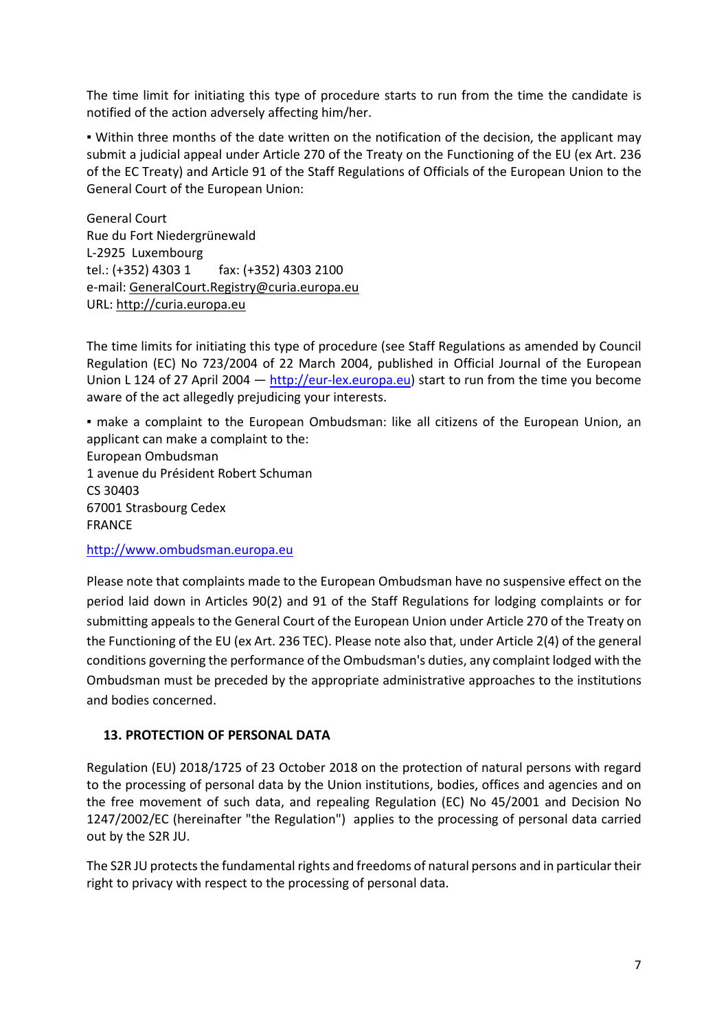The time limit for initiating this type of procedure starts to run from the time the candidate is notified of the action adversely affecting him/her.

▪ Within three months of the date written on the notification of the decision, the applicant may submit a judicial appeal under Article 270 of the Treaty on the Functioning of the EU (ex Art. 236 of the EC Treaty) and Article 91 of the Staff Regulations of Officials of the European Union to the General Court of the European Union:

General Court
Rue du Fort Niedergrünewald
L-2925 Luxembourg
tel.: (+352) 4303 1 fax: (+352) 4303 2100
e-mail: GeneralCourt.Registry@curia.europa.eu
URL: http://curia.europa.eu

The time limits for initiating this type of procedure (see Staff Regulations as amended by Council Regulation (EC) No 723/2004 of 22 March 2004, published in Official Journal of the European Union L 124 of 27 April 2004 — http://eur-lex.europa.eu) start to run from the time you become aware of the act allegedly prejudicing your interests.

▪ make a complaint to the European Ombudsman: like all citizens of the European Union, an applicant can make a complaint to the:
European Ombudsman
1 avenue du Président Robert Schuman
CS 30403
67001 Strasbourg Cedex
FRANCE

http://www.ombudsman.europa.eu

Please note that complaints made to the European Ombudsman have no suspensive effect on the period laid down in Articles 90(2) and 91 of the Staff Regulations for lodging complaints or for submitting appeals to the General Court of the European Union under Article 270 of the Treaty on the Functioning of the EU (ex Art. 236 TEC). Please note also that, under Article 2(4) of the general conditions governing the performance of the Ombudsman's duties, any complaint lodged with the Ombudsman must be preceded by the appropriate administrative approaches to the institutions and bodies concerned.

## 13. PROTECTION OF PERSONAL DATA

Regulation (EU) 2018/1725 of 23 October 2018 on the protection of natural persons with regard to the processing of personal data by the Union institutions, bodies, offices and agencies and on the free movement of such data, and repealing Regulation (EC) No 45/2001 and Decision No 1247/2002/EC (hereinafter "the Regulation") applies to the processing of personal data carried out by the S2R JU.

The S2R JU protects the fundamental rights and freedoms of natural persons and in particular their right to privacy with respect to the processing of personal data.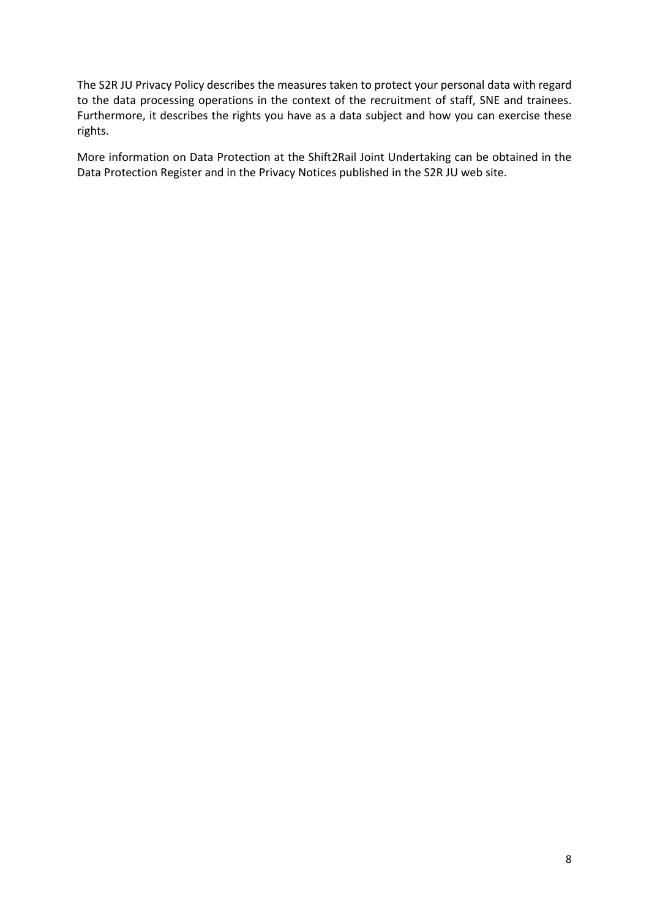The S2R JU Privacy Policy describes the measures taken to protect your personal data with regard to the data processing operations in the context of the recruitment of staff, SNE and trainees. Furthermore, it describes the rights you have as a data subject and how you can exercise these rights.

More information on Data Protection at the Shift2Rail Joint Undertaking can be obtained in the Data Protection Register and in the Privacy Notices published in the S2R JU web site.